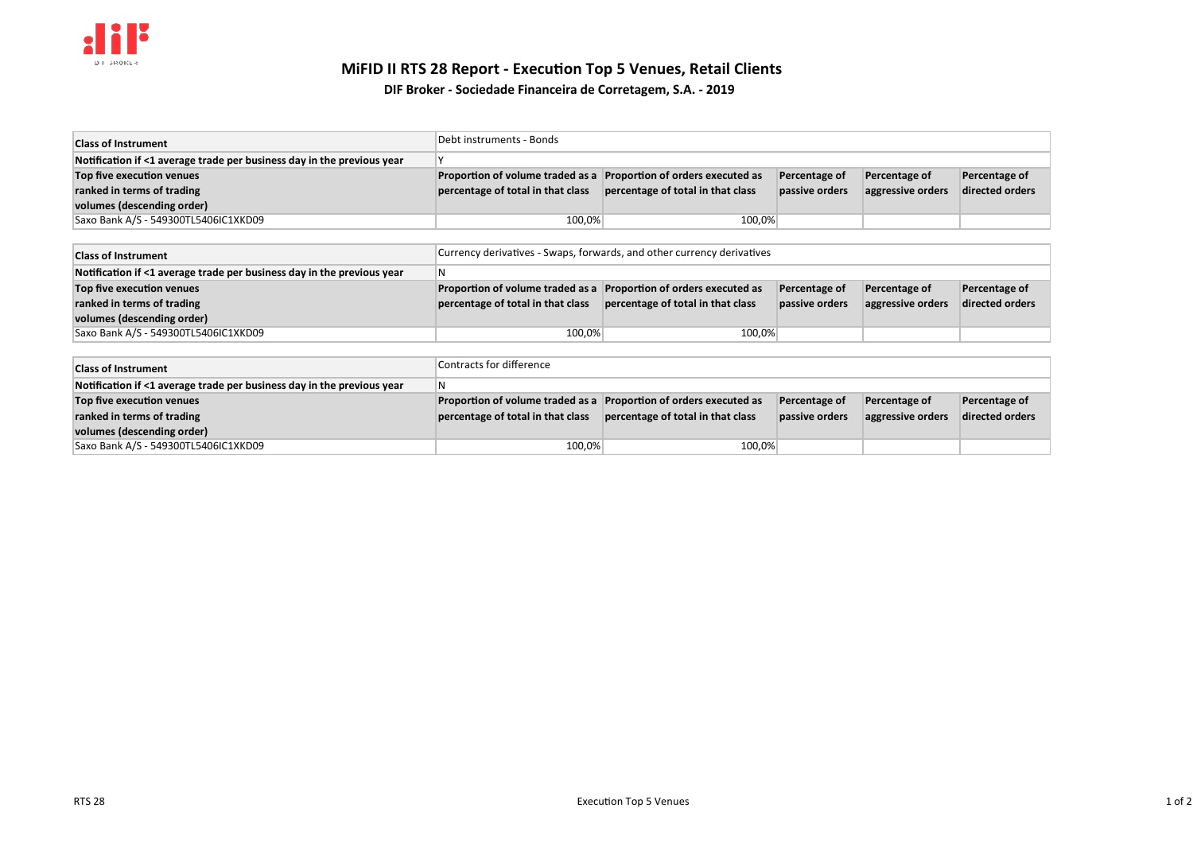# MiFID II RTS 28 Report - Execution Top 5 Venues, Retail Clients

## DIF Broker - Sociedade Financeira de Corretagem, S.A. - 2019

| **Class of Instrument** | Debt instruments - Bonds | | | | |
|---|---|---|---|---|---|
| **Notification if <1 average trade per business day in the previous year** | Y | | | | |
| **Top five execution venues ranked in terms of trading volumes (descending order)** | **Proportion of volume traded as a percentage of total in that class** | **Proportion of orders executed as percentage of total in that class** | **Percentage of passive orders** | **Percentage of aggressive orders** | **Percentage of directed orders** |
| Saxo Bank A/S - 549300TL5406IC1XKD09 | 100,0% | 100,0% | | | |

| **Class of Instrument** | Currency derivatives - Swaps, forwards, and other currency derivatives | | | | |
|---|---|---|---|---|---|
| **Notification if <1 average trade per business day in the previous year** | N | | | | |
| **Top five execution venues ranked in terms of trading volumes (descending order)** | **Proportion of volume traded as a percentage of total in that class** | **Proportion of orders executed as percentage of total in that class** | **Percentage of passive orders** | **Percentage of aggressive orders** | **Percentage of directed orders** |
| Saxo Bank A/S - 549300TL5406IC1XKD09 | 100,0% | 100,0% | | | |

| **Class of Instrument** | Contracts for difference | | | | |
|---|---|---|---|---|---|
| **Notification if <1 average trade per business day in the previous year** | N | | | | |
| **Top five execution venues ranked in terms of trading volumes (descending order)** | **Proportion of volume traded as a percentage of total in that class** | **Proportion of orders executed as percentage of total in that class** | **Percentage of passive orders** | **Percentage of aggressive orders** | **Percentage of directed orders** |
| Saxo Bank A/S - 549300TL5406IC1XKD09 | 100,0% | 100,0% | | | |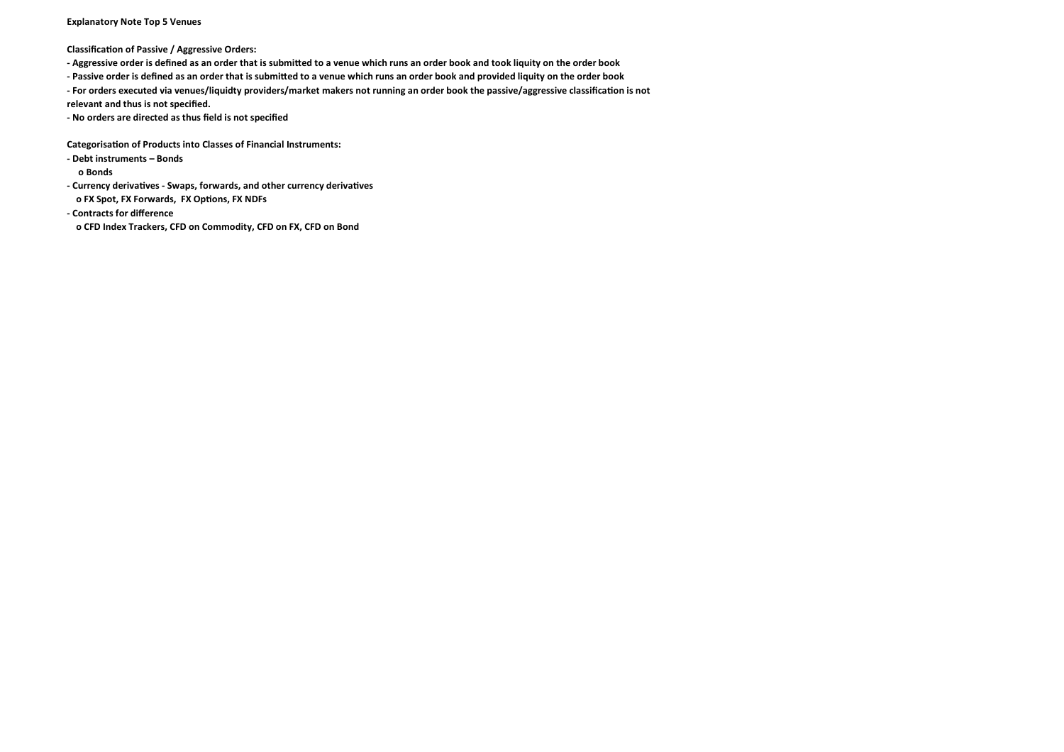**Explanatory Note Top 5 Venues**

**Classification of Passive / Aggressive Orders:**

**- Aggressive order is defined as an order that is submitted to a venue which runs an order book and took liquity on the order book**

**- Passive order is defined as an order that is submitted to a venue which runs an order book and provided liquity on the order book**

**- For orders executed via venues/liquidty providers/market makers not running an order book the passive/aggressive classification is not relevant and thus is not specified.**

**- No orders are directed as thus field is not specified**

**Categorisation of Products into Classes of Financial Instruments:**

**- Debt instruments – Bonds**

**o Bonds**

**- Currency derivatives - Swaps, forwards, and other currency derivatives**

**o FX Spot, FX Forwards, FX Options, FX NDFs**

**- Contracts for difference**

**o CFD Index Trackers, CFD on Commodity, CFD on FX, CFD on Bond**